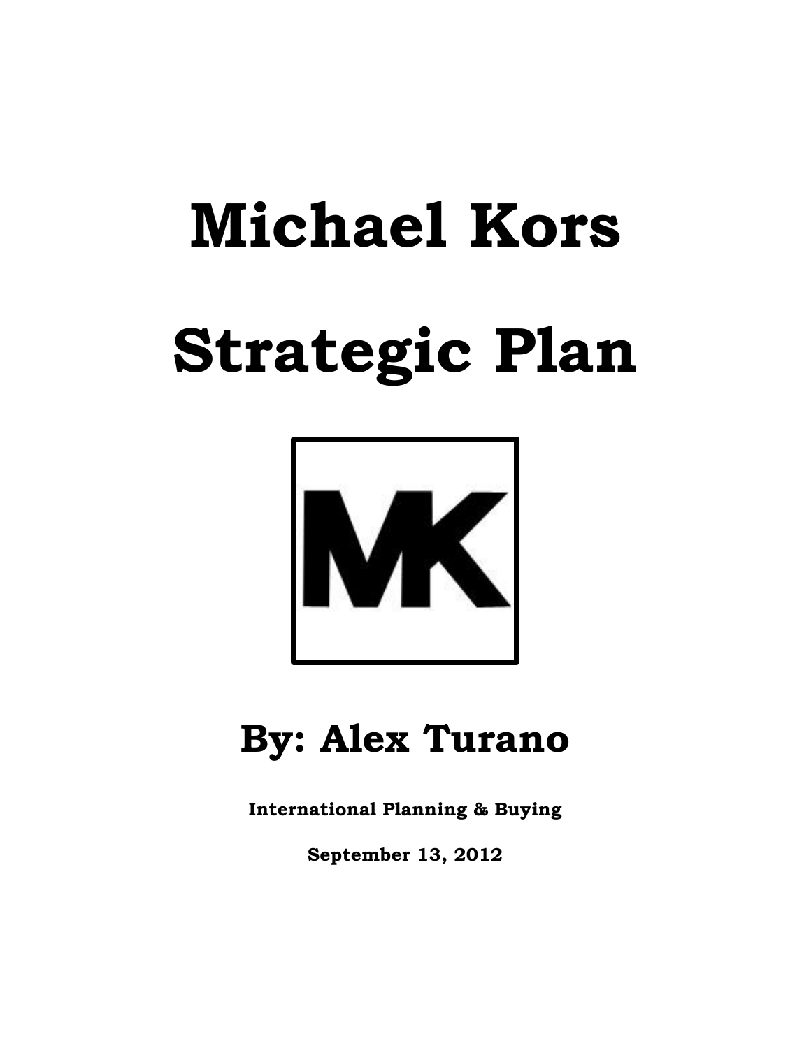# Michael Kors Strategic Plan

MK

## By: Alex Turano

**International Planning & Buying**

**September 13, 2012**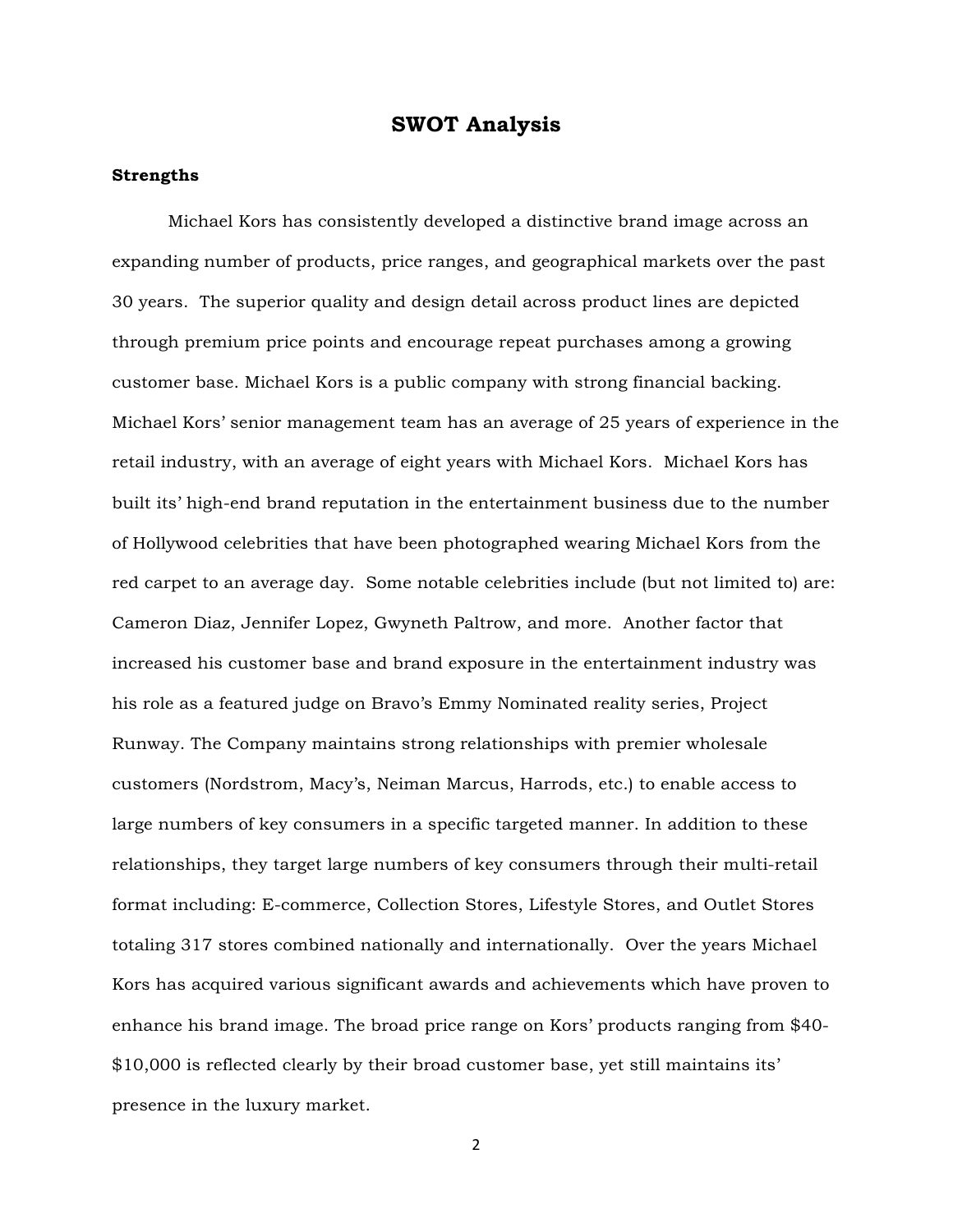# SWOT Analysis

## Strengths

Michael Kors has consistently developed a distinctive brand image across an expanding number of products, price ranges, and geographical markets over the past 30 years. The superior quality and design detail across product lines are depicted through premium price points and encourage repeat purchases among a growing customer base. Michael Kors is a public company with strong financial backing. Michael Kors' senior management team has an average of 25 years of experience in the retail industry, with an average of eight years with Michael Kors. Michael Kors has built its' high-end brand reputation in the entertainment business due to the number of Hollywood celebrities that have been photographed wearing Michael Kors from the red carpet to an average day. Some notable celebrities include (but not limited to) are: Cameron Diaz, Jennifer Lopez, Gwyneth Paltrow, and more. Another factor that increased his customer base and brand exposure in the entertainment industry was his role as a featured judge on Bravo's Emmy Nominated reality series, Project Runway. The Company maintains strong relationships with premier wholesale customers (Nordstrom, Macy's, Neiman Marcus, Harrods, etc.) to enable access to large numbers of key consumers in a specific targeted manner. In addition to these relationships, they target large numbers of key consumers through their multi-retail format including: E-commerce, Collection Stores, Lifestyle Stores, and Outlet Stores totaling 317 stores combined nationally and internationally. Over the years Michael Kors has acquired various significant awards and achievements which have proven to enhance his brand image. The broad price range on Kors' products ranging from $40-$10,000 is reflected clearly by their broad customer base, yet still maintains its' presence in the luxury market.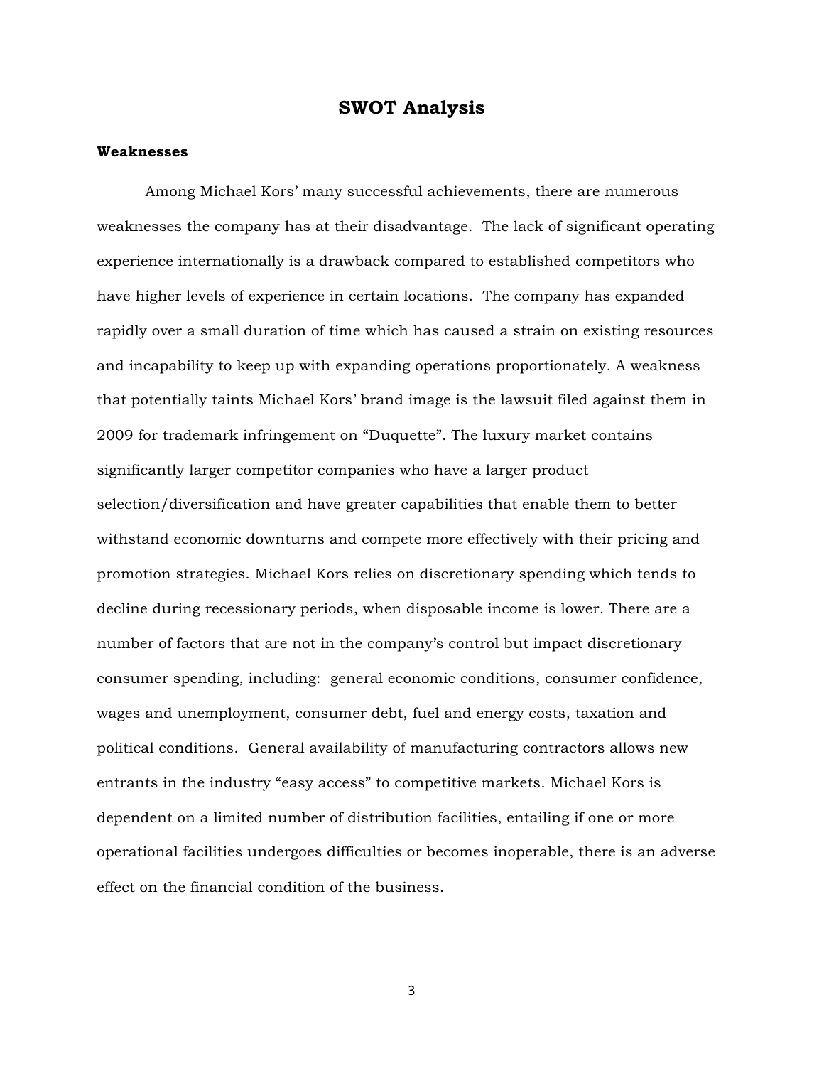# SWOT Analysis

### Weaknesses

Among Michael Kors' many successful achievements, there are numerous weaknesses the company has at their disadvantage. The lack of significant operating experience internationally is a drawback compared to established competitors who have higher levels of experience in certain locations. The company has expanded rapidly over a small duration of time which has caused a strain on existing resources and incapability to keep up with expanding operations proportionately. A weakness that potentially taints Michael Kors' brand image is the lawsuit filed against them in 2009 for trademark infringement on "Duquette". The luxury market contains significantly larger competitor companies who have a larger product selection/diversification and have greater capabilities that enable them to better withstand economic downturns and compete more effectively with their pricing and promotion strategies. Michael Kors relies on discretionary spending which tends to decline during recessionary periods, when disposable income is lower. There are a number of factors that are not in the company's control but impact discretionary consumer spending, including: general economic conditions, consumer confidence, wages and unemployment, consumer debt, fuel and energy costs, taxation and political conditions. General availability of manufacturing contractors allows new entrants in the industry "easy access" to competitive markets. Michael Kors is dependent on a limited number of distribution facilities, entailing if one or more operational facilities undergoes difficulties or becomes inoperable, there is an adverse effect on the financial condition of the business.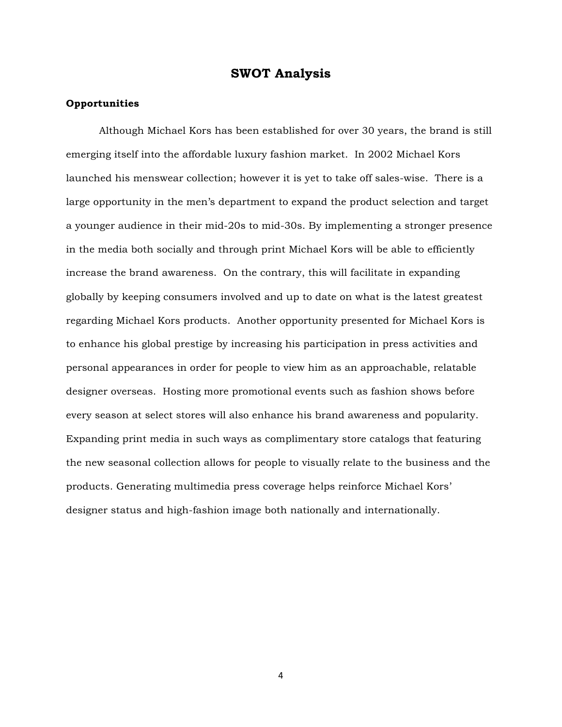# SWOT Analysis

### Opportunities

Although Michael Kors has been established for over 30 years, the brand is still emerging itself into the affordable luxury fashion market. In 2002 Michael Kors launched his menswear collection; however it is yet to take off sales-wise. There is a large opportunity in the men's department to expand the product selection and target a younger audience in their mid-20s to mid-30s. By implementing a stronger presence in the media both socially and through print Michael Kors will be able to efficiently increase the brand awareness. On the contrary, this will facilitate in expanding globally by keeping consumers involved and up to date on what is the latest greatest regarding Michael Kors products. Another opportunity presented for Michael Kors is to enhance his global prestige by increasing his participation in press activities and personal appearances in order for people to view him as an approachable, relatable designer overseas. Hosting more promotional events such as fashion shows before every season at select stores will also enhance his brand awareness and popularity. Expanding print media in such ways as complimentary store catalogs that featuring the new seasonal collection allows for people to visually relate to the business and the products. Generating multimedia press coverage helps reinforce Michael Kors' designer status and high-fashion image both nationally and internationally.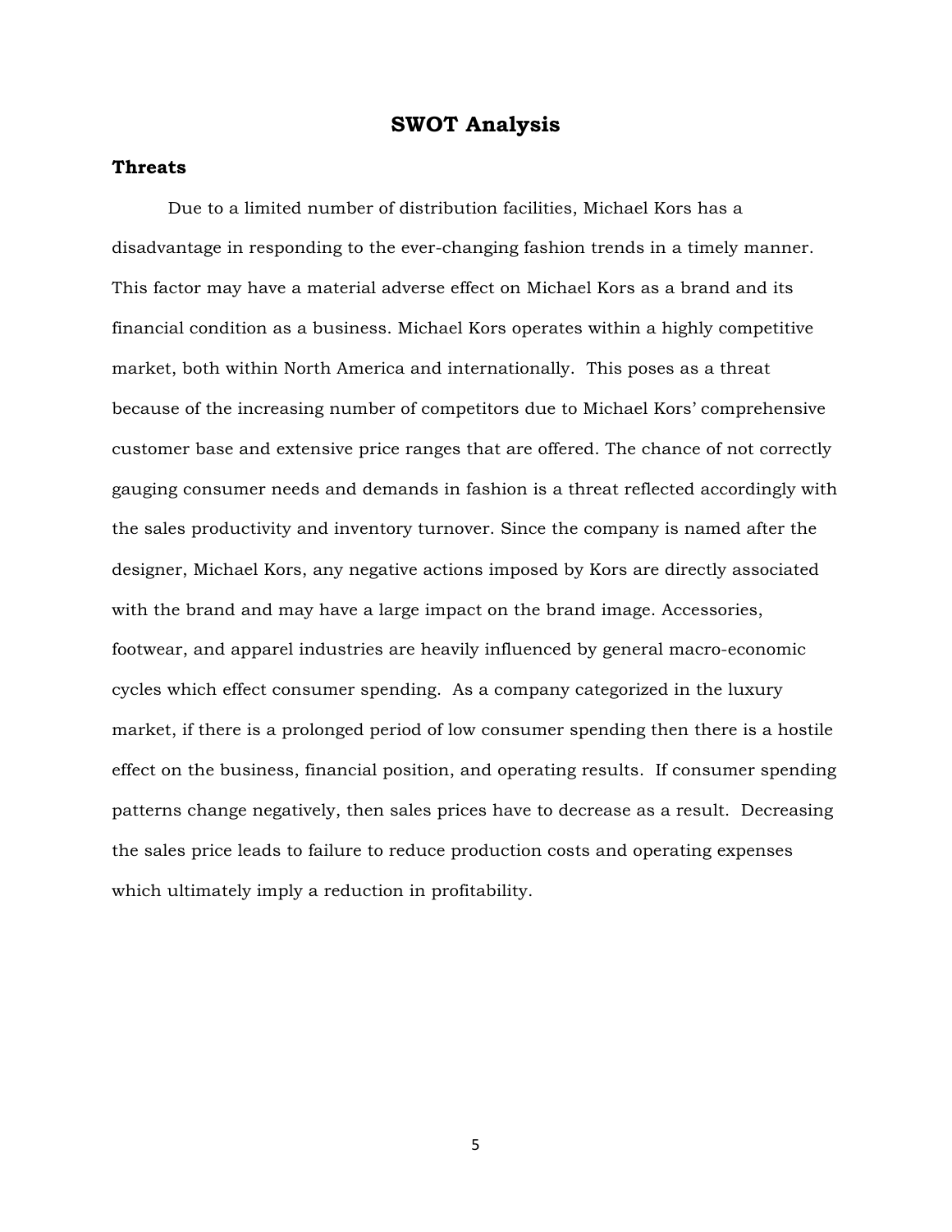# SWOT Analysis

## Threats

Due to a limited number of distribution facilities, Michael Kors has a disadvantage in responding to the ever-changing fashion trends in a timely manner. This factor may have a material adverse effect on Michael Kors as a brand and its financial condition as a business. Michael Kors operates within a highly competitive market, both within North America and internationally. This poses as a threat because of the increasing number of competitors due to Michael Kors' comprehensive customer base and extensive price ranges that are offered. The chance of not correctly gauging consumer needs and demands in fashion is a threat reflected accordingly with the sales productivity and inventory turnover. Since the company is named after the designer, Michael Kors, any negative actions imposed by Kors are directly associated with the brand and may have a large impact on the brand image. Accessories, footwear, and apparel industries are heavily influenced by general macro-economic cycles which effect consumer spending. As a company categorized in the luxury market, if there is a prolonged period of low consumer spending then there is a hostile effect on the business, financial position, and operating results. If consumer spending patterns change negatively, then sales prices have to decrease as a result. Decreasing the sales price leads to failure to reduce production costs and operating expenses which ultimately imply a reduction in profitability.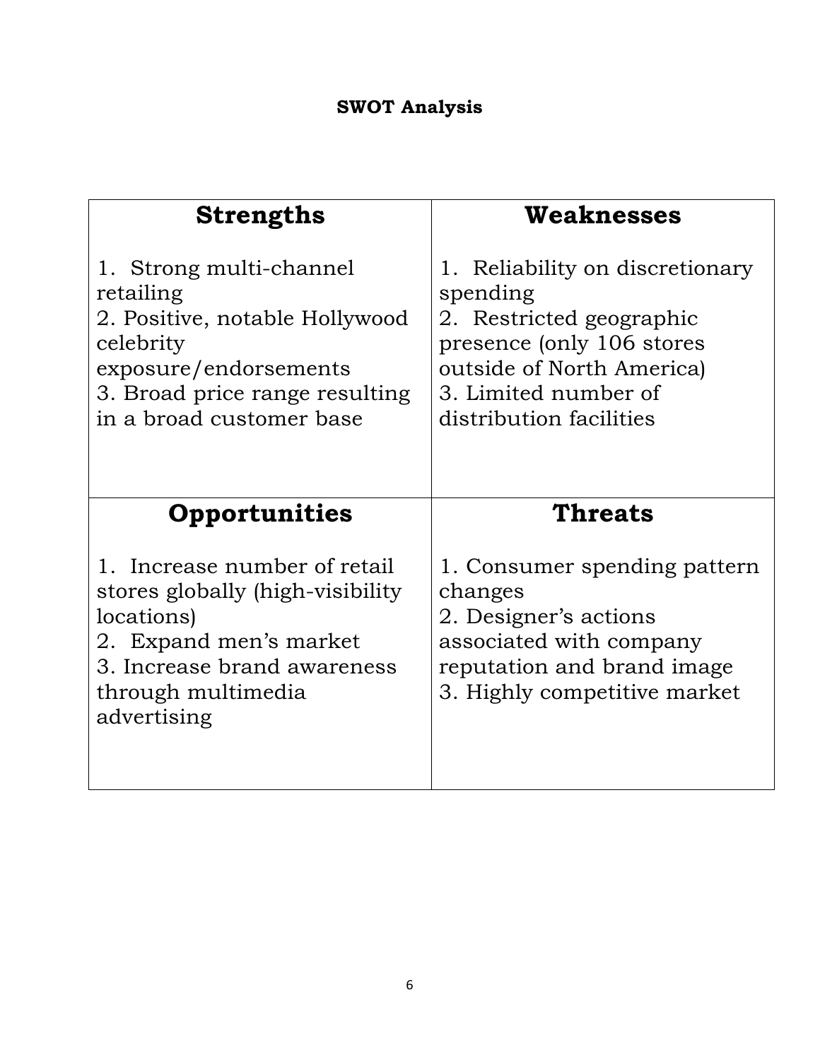## SWOT Analysis

| Strengths | Weaknesses |
|---|---|
| 1. Strong multi-channel retailing<br>2. Positive, notable Hollywood celebrity exposure/endorsements<br>3. Broad price range resulting in a broad customer base | 1. Reliability on discretionary spending<br>2. Restricted geographic presence (only 106 stores outside of North America)<br>3. Limited number of distribution facilities |
| **Opportunities** | **Threats** |
| 1. Increase number of retail stores globally (high-visibility locations)<br>2. Expand men's market<br>3. Increase brand awareness through multimedia advertising | 1. Consumer spending pattern changes<br>2. Designer's actions associated with company reputation and brand image<br>3. Highly competitive market |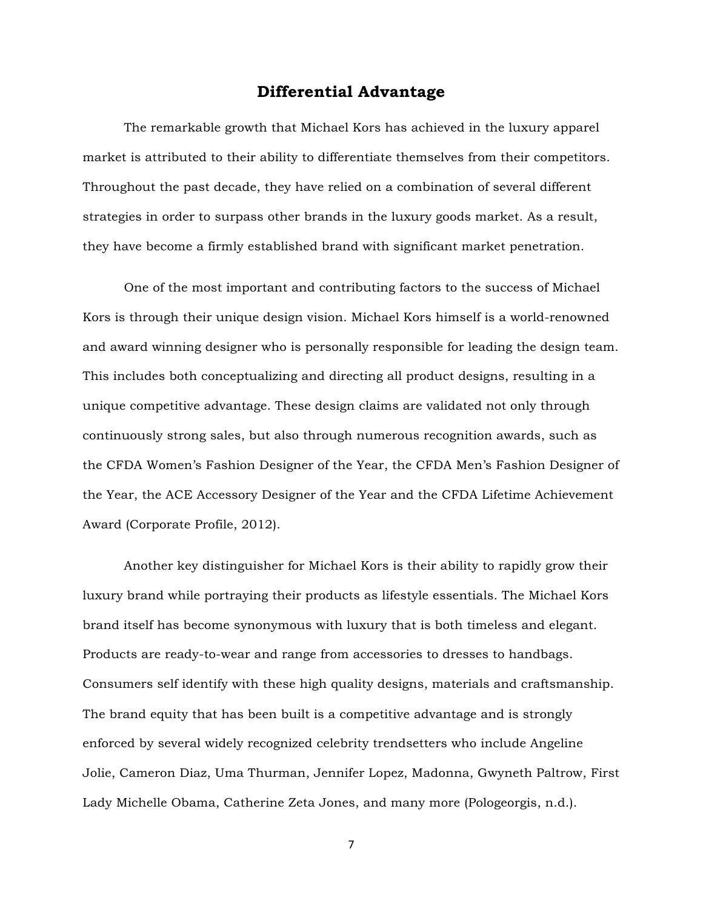## Differential Advantage

The remarkable growth that Michael Kors has achieved in the luxury apparel market is attributed to their ability to differentiate themselves from their competitors. Throughout the past decade, they have relied on a combination of several different strategies in order to surpass other brands in the luxury goods market. As a result, they have become a firmly established brand with significant market penetration.

One of the most important and contributing factors to the success of Michael Kors is through their unique design vision. Michael Kors himself is a world-renowned and award winning designer who is personally responsible for leading the design team. This includes both conceptualizing and directing all product designs, resulting in a unique competitive advantage. These design claims are validated not only through continuously strong sales, but also through numerous recognition awards, such as the CFDA Women's Fashion Designer of the Year, the CFDA Men's Fashion Designer of the Year, the ACE Accessory Designer of the Year and the CFDA Lifetime Achievement Award (Corporate Profile, 2012).

Another key distinguisher for Michael Kors is their ability to rapidly grow their luxury brand while portraying their products as lifestyle essentials. The Michael Kors brand itself has become synonymous with luxury that is both timeless and elegant. Products are ready-to-wear and range from accessories to dresses to handbags. Consumers self identify with these high quality designs, materials and craftsmanship. The brand equity that has been built is a competitive advantage and is strongly enforced by several widely recognized celebrity trendsetters who include Angeline Jolie, Cameron Diaz, Uma Thurman, Jennifer Lopez, Madonna, Gwyneth Paltrow, First Lady Michelle Obama, Catherine Zeta Jones, and many more (Pologeorgis, n.d.).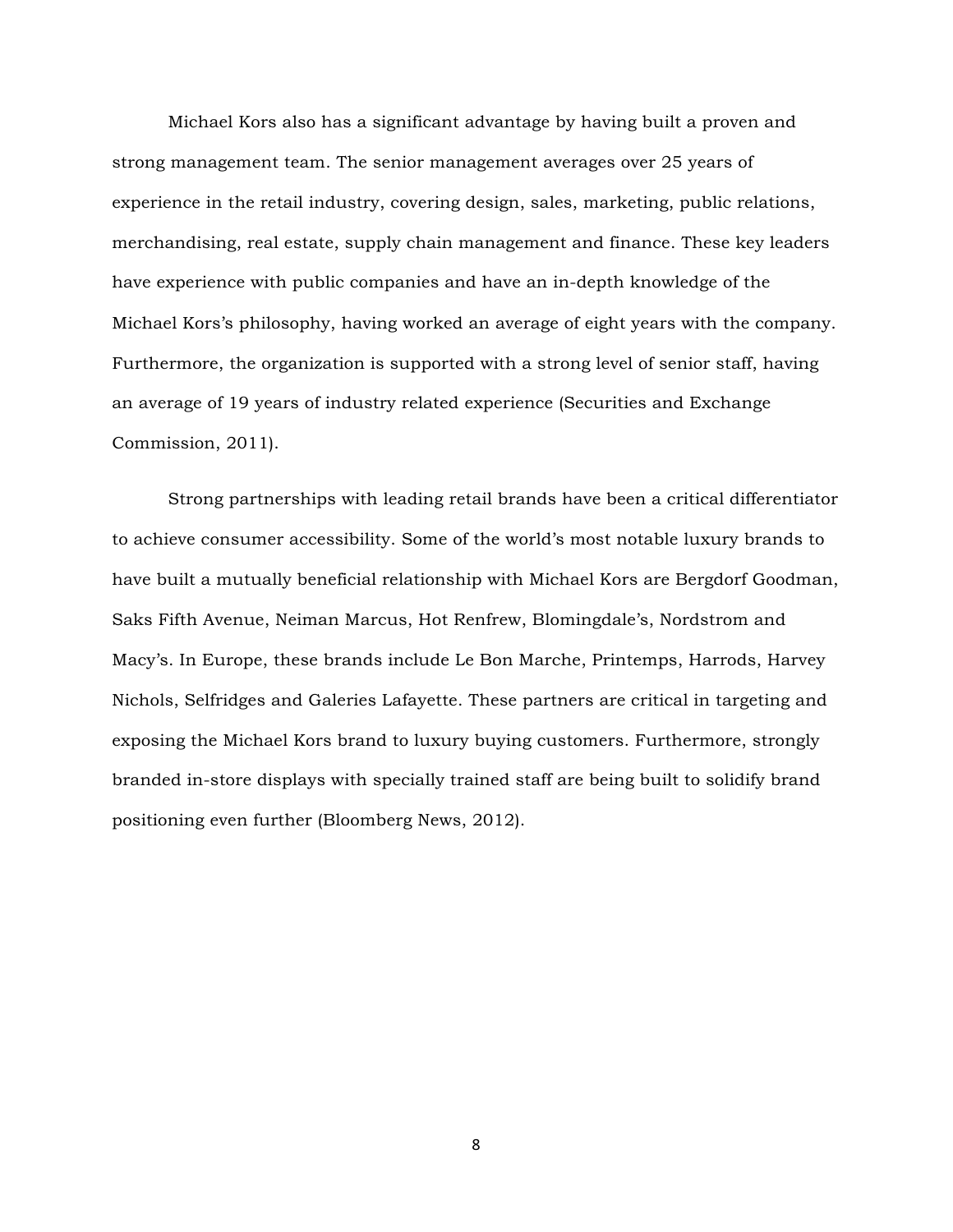Michael Kors also has a significant advantage by having built a proven and strong management team. The senior management averages over 25 years of experience in the retail industry, covering design, sales, marketing, public relations, merchandising, real estate, supply chain management and finance. These key leaders have experience with public companies and have an in-depth knowledge of the Michael Kors's philosophy, having worked an average of eight years with the company. Furthermore, the organization is supported with a strong level of senior staff, having an average of 19 years of industry related experience (Securities and Exchange Commission, 2011).

Strong partnerships with leading retail brands have been a critical differentiator to achieve consumer accessibility. Some of the world's most notable luxury brands to have built a mutually beneficial relationship with Michael Kors are Bergdorf Goodman, Saks Fifth Avenue, Neiman Marcus, Hot Renfrew, Blomingdale's, Nordstrom and Macy's. In Europe, these brands include Le Bon Marche, Printemps, Harrods, Harvey Nichols, Selfridges and Galeries Lafayette. These partners are critical in targeting and exposing the Michael Kors brand to luxury buying customers. Furthermore, strongly branded in-store displays with specially trained staff are being built to solidify brand positioning even further (Bloomberg News, 2012).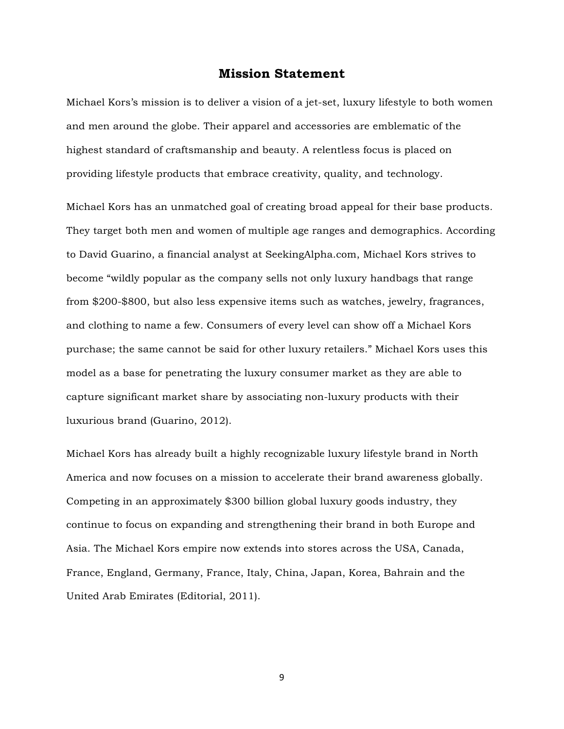## Mission Statement

Michael Kors's mission is to deliver a vision of a jet-set, luxury lifestyle to both women and men around the globe. Their apparel and accessories are emblematic of the highest standard of craftsmanship and beauty. A relentless focus is placed on providing lifestyle products that embrace creativity, quality, and technology.

Michael Kors has an unmatched goal of creating broad appeal for their base products. They target both men and women of multiple age ranges and demographics. According to David Guarino, a financial analyst at SeekingAlpha.com, Michael Kors strives to become "wildly popular as the company sells not only luxury handbags that range from $200-$800, but also less expensive items such as watches, jewelry, fragrances, and clothing to name a few. Consumers of every level can show off a Michael Kors purchase; the same cannot be said for other luxury retailers." Michael Kors uses this model as a base for penetrating the luxury consumer market as they are able to capture significant market share by associating non-luxury products with their luxurious brand (Guarino, 2012).

Michael Kors has already built a highly recognizable luxury lifestyle brand in North America and now focuses on a mission to accelerate their brand awareness globally. Competing in an approximately $300 billion global luxury goods industry, they continue to focus on expanding and strengthening their brand in both Europe and Asia. The Michael Kors empire now extends into stores across the USA, Canada, France, England, Germany, France, Italy, China, Japan, Korea, Bahrain and the United Arab Emirates (Editorial, 2011).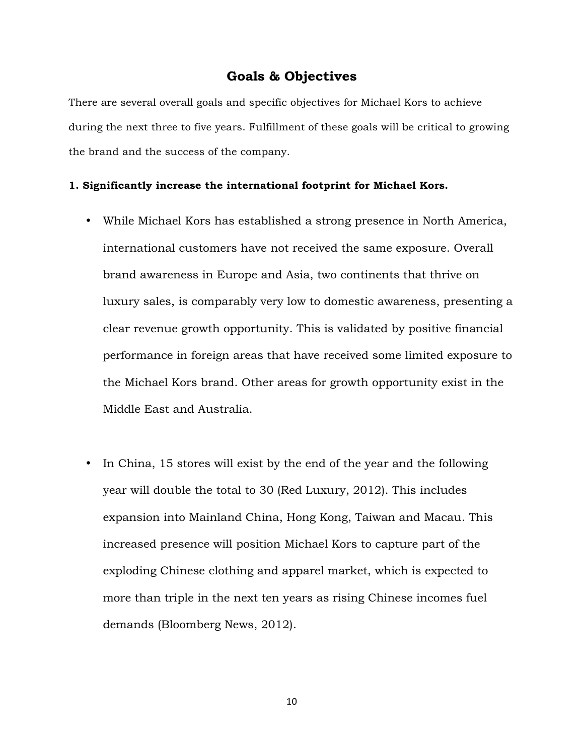## Goals & Objectives

There are several overall goals and specific objectives for Michael Kors to achieve during the next three to five years. Fulfillment of these goals will be critical to growing the brand and the success of the company.

**1. Significantly increase the international footprint for Michael Kors.**

- While Michael Kors has established a strong presence in North America, international customers have not received the same exposure. Overall brand awareness in Europe and Asia, two continents that thrive on luxury sales, is comparably very low to domestic awareness, presenting a clear revenue growth opportunity. This is validated by positive financial performance in foreign areas that have received some limited exposure to the Michael Kors brand. Other areas for growth opportunity exist in the Middle East and Australia.

- In China, 15 stores will exist by the end of the year and the following year will double the total to 30 (Red Luxury, 2012). This includes expansion into Mainland China, Hong Kong, Taiwan and Macau. This increased presence will position Michael Kors to capture part of the exploding Chinese clothing and apparel market, which is expected to more than triple in the next ten years as rising Chinese incomes fuel demands (Bloomberg News, 2012).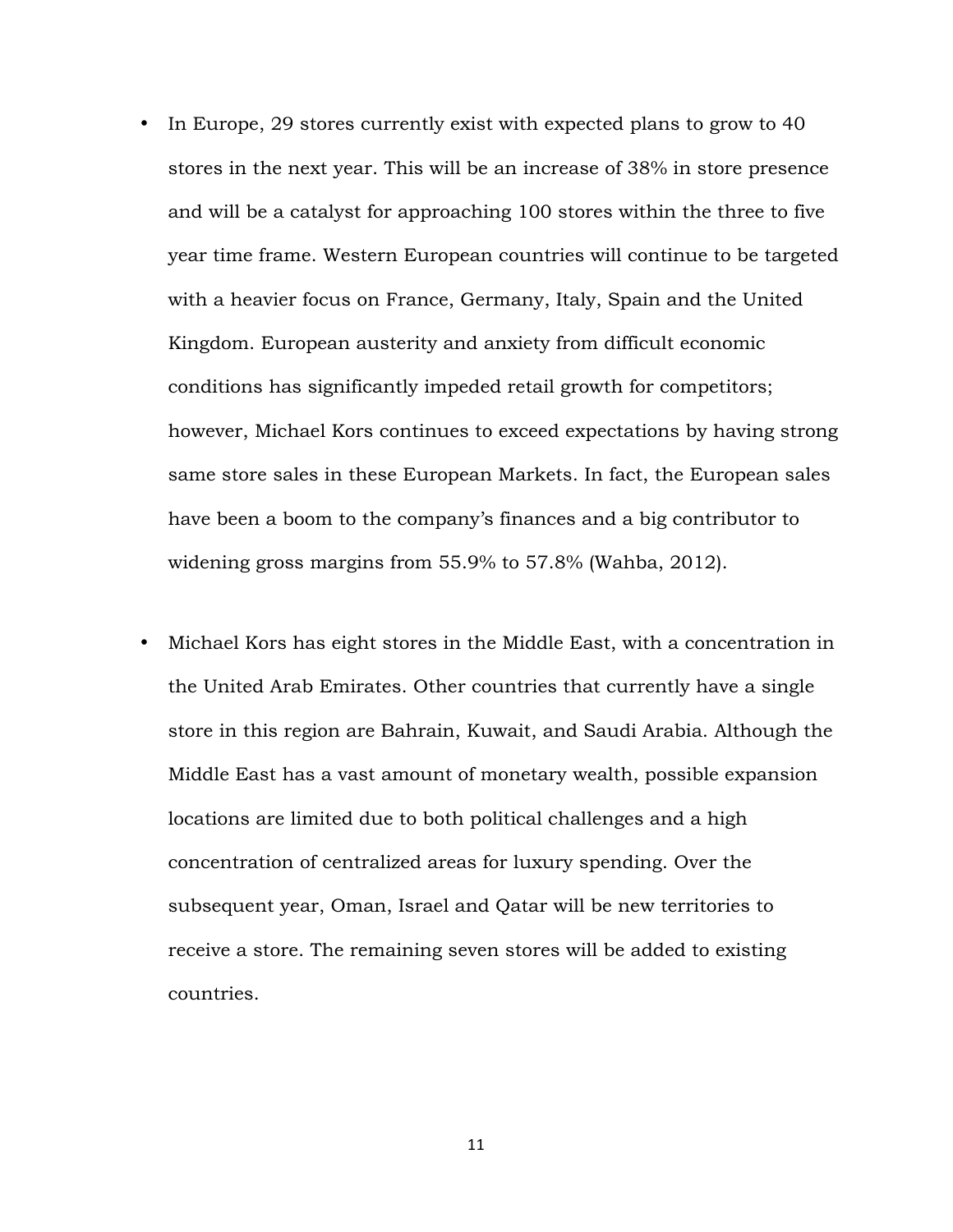- In Europe, 29 stores currently exist with expected plans to grow to 40 stores in the next year. This will be an increase of 38% in store presence and will be a catalyst for approaching 100 stores within the three to five year time frame. Western European countries will continue to be targeted with a heavier focus on France, Germany, Italy, Spain and the United Kingdom. European austerity and anxiety from difficult economic conditions has significantly impeded retail growth for competitors; however, Michael Kors continues to exceed expectations by having strong same store sales in these European Markets. In fact, the European sales have been a boom to the company's finances and a big contributor to widening gross margins from 55.9% to 57.8% (Wahba, 2012).

- Michael Kors has eight stores in the Middle East, with a concentration in the United Arab Emirates. Other countries that currently have a single store in this region are Bahrain, Kuwait, and Saudi Arabia. Although the Middle East has a vast amount of monetary wealth, possible expansion locations are limited due to both political challenges and a high concentration of centralized areas for luxury spending. Over the subsequent year, Oman, Israel and Qatar will be new territories to receive a store. The remaining seven stores will be added to existing countries.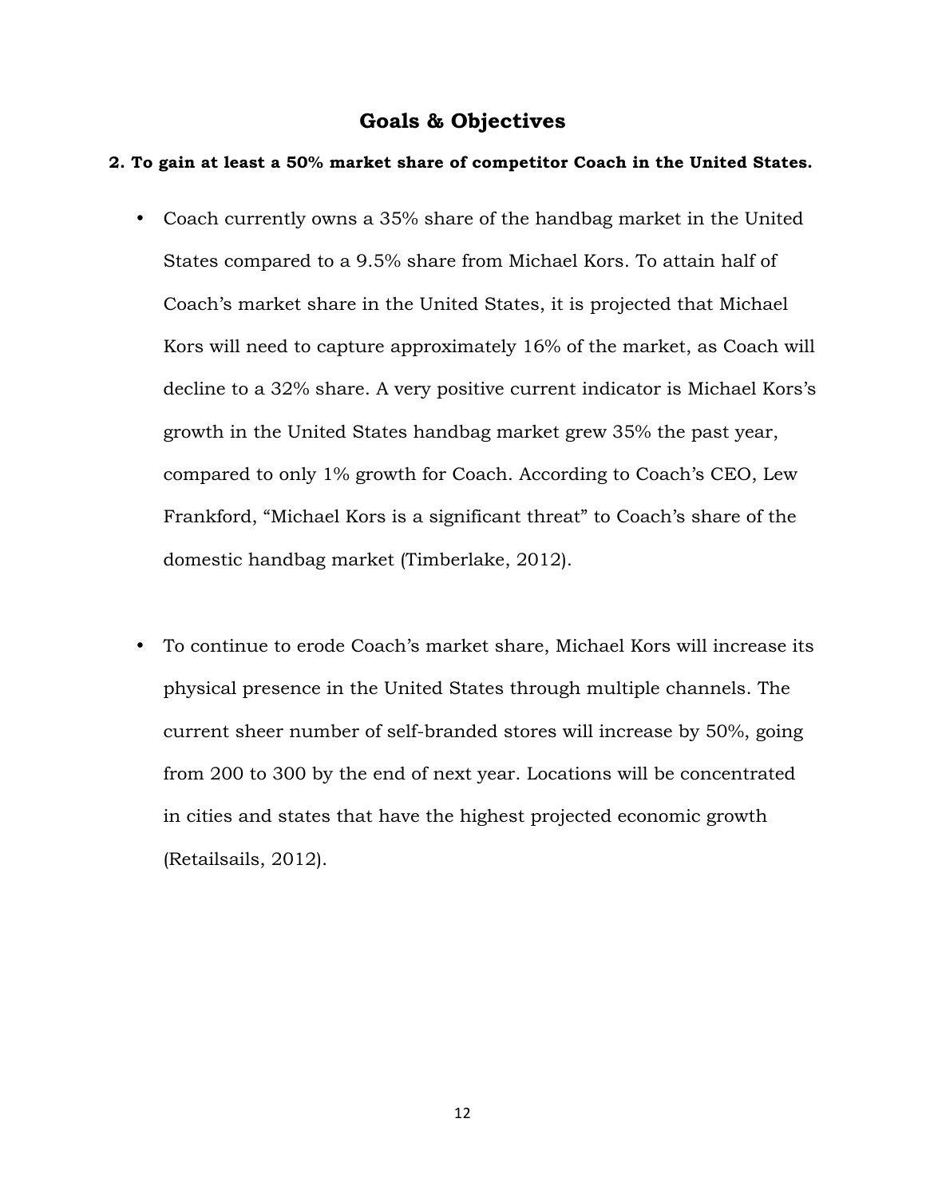## Goals & Objectives

**2. To gain at least a 50% market share of competitor Coach in the United States.**

- Coach currently owns a 35% share of the handbag market in the United States compared to a 9.5% share from Michael Kors. To attain half of Coach's market share in the United States, it is projected that Michael Kors will need to capture approximately 16% of the market, as Coach will decline to a 32% share. A very positive current indicator is Michael Kors's growth in the United States handbag market grew 35% the past year, compared to only 1% growth for Coach. According to Coach's CEO, Lew Frankford, "Michael Kors is a significant threat" to Coach's share of the domestic handbag market (Timberlake, 2012).

- To continue to erode Coach's market share, Michael Kors will increase its physical presence in the United States through multiple channels. The current sheer number of self-branded stores will increase by 50%, going from 200 to 300 by the end of next year. Locations will be concentrated in cities and states that have the highest projected economic growth (Retailsails, 2012).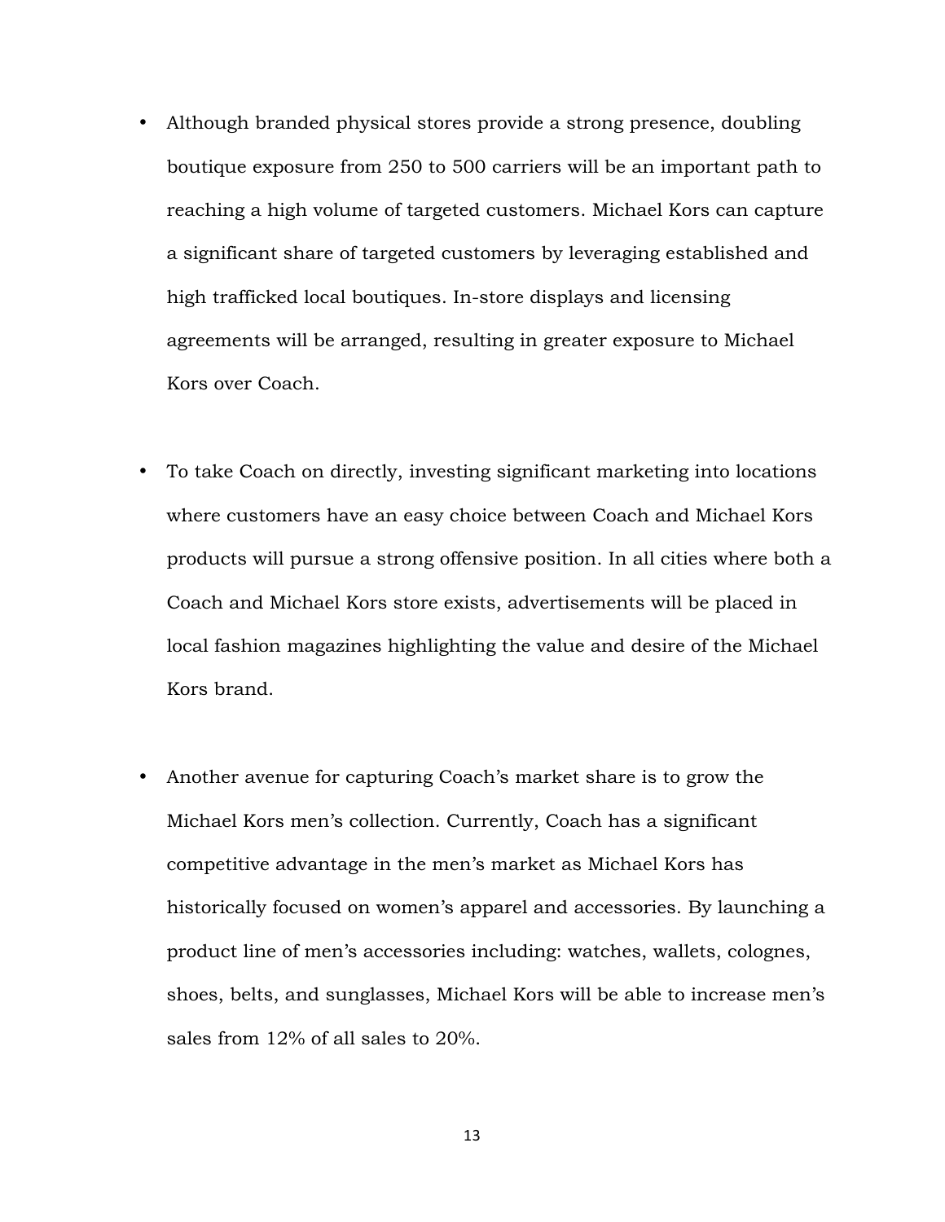- Although branded physical stores provide a strong presence, doubling boutique exposure from 250 to 500 carriers will be an important path to reaching a high volume of targeted customers. Michael Kors can capture a significant share of targeted customers by leveraging established and high trafficked local boutiques. In-store displays and licensing agreements will be arranged, resulting in greater exposure to Michael Kors over Coach.

- To take Coach on directly, investing significant marketing into locations where customers have an easy choice between Coach and Michael Kors products will pursue a strong offensive position. In all cities where both a Coach and Michael Kors store exists, advertisements will be placed in local fashion magazines highlighting the value and desire of the Michael Kors brand.

- Another avenue for capturing Coach's market share is to grow the Michael Kors men's collection. Currently, Coach has a significant competitive advantage in the men's market as Michael Kors has historically focused on women's apparel and accessories. By launching a product line of men's accessories including: watches, wallets, colognes, shoes, belts, and sunglasses, Michael Kors will be able to increase men's sales from 12% of all sales to 20%.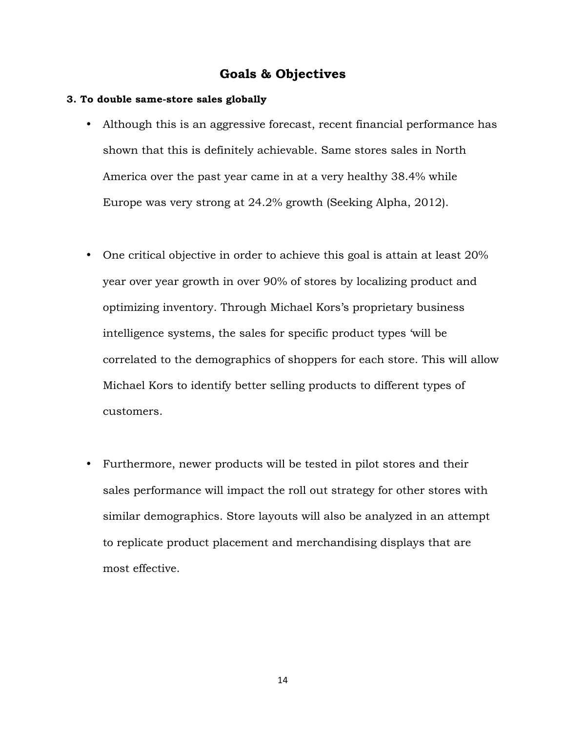# Goals & Objectives

**3. To double same-store sales globally**

- Although this is an aggressive forecast, recent financial performance has shown that this is definitely achievable. Same stores sales in North America over the past year came in at a very healthy 38.4% while Europe was very strong at 24.2% growth (Seeking Alpha, 2012).

- One critical objective in order to achieve this goal is attain at least 20% year over year growth in over 90% of stores by localizing product and optimizing inventory. Through Michael Kors's proprietary business intelligence systems, the sales for specific product types 'will be correlated to the demographics of shoppers for each store. This will allow Michael Kors to identify better selling products to different types of customers.

- Furthermore, newer products will be tested in pilot stores and their sales performance will impact the roll out strategy for other stores with similar demographics. Store layouts will also be analyzed in an attempt to replicate product placement and merchandising displays that are most effective.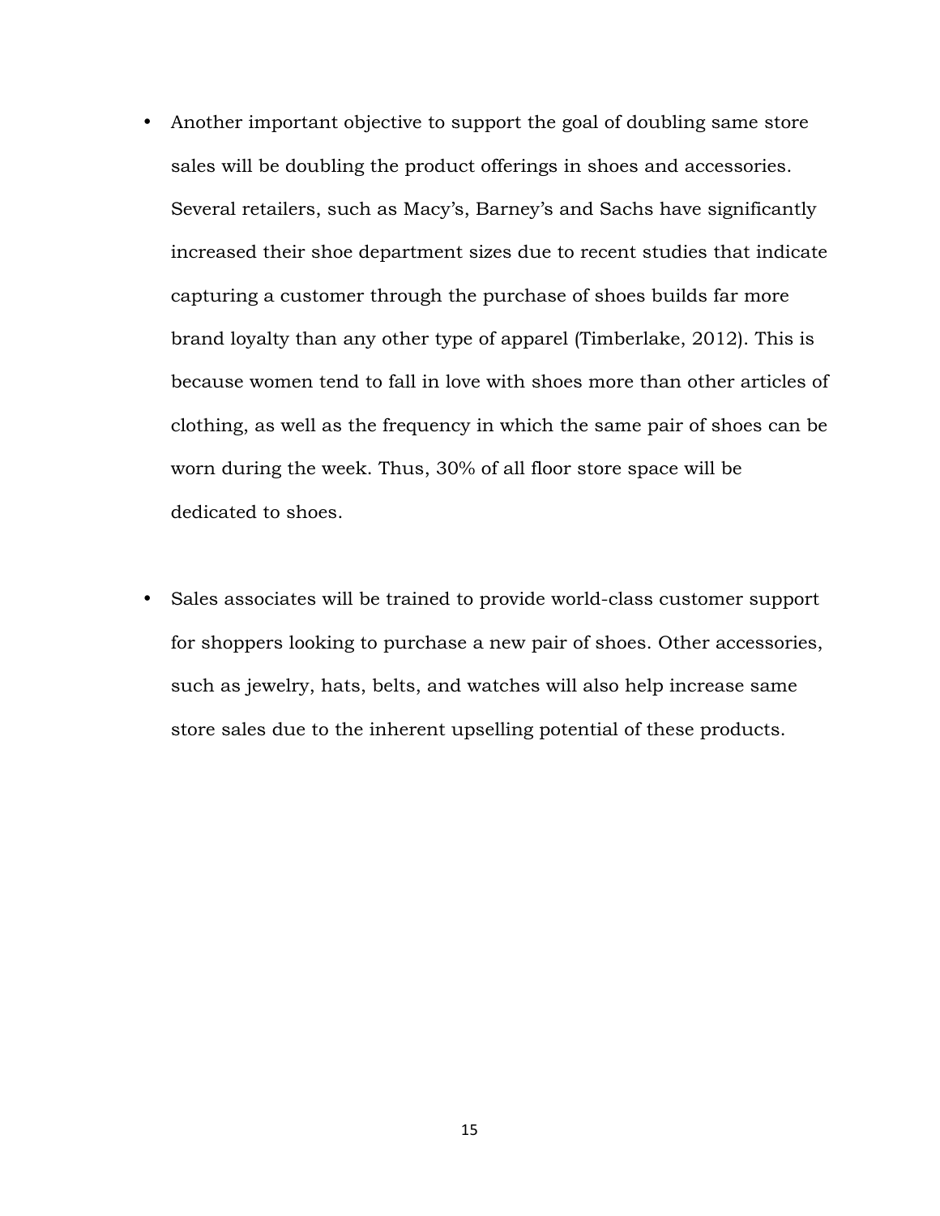- Another important objective to support the goal of doubling same store sales will be doubling the product offerings in shoes and accessories. Several retailers, such as Macy's, Barney's and Sachs have significantly increased their shoe department sizes due to recent studies that indicate capturing a customer through the purchase of shoes builds far more brand loyalty than any other type of apparel (Timberlake, 2012). This is because women tend to fall in love with shoes more than other articles of clothing, as well as the frequency in which the same pair of shoes can be worn during the week. Thus, 30% of all floor store space will be dedicated to shoes.

- Sales associates will be trained to provide world-class customer support for shoppers looking to purchase a new pair of shoes. Other accessories, such as jewelry, hats, belts, and watches will also help increase same store sales due to the inherent upselling potential of these products.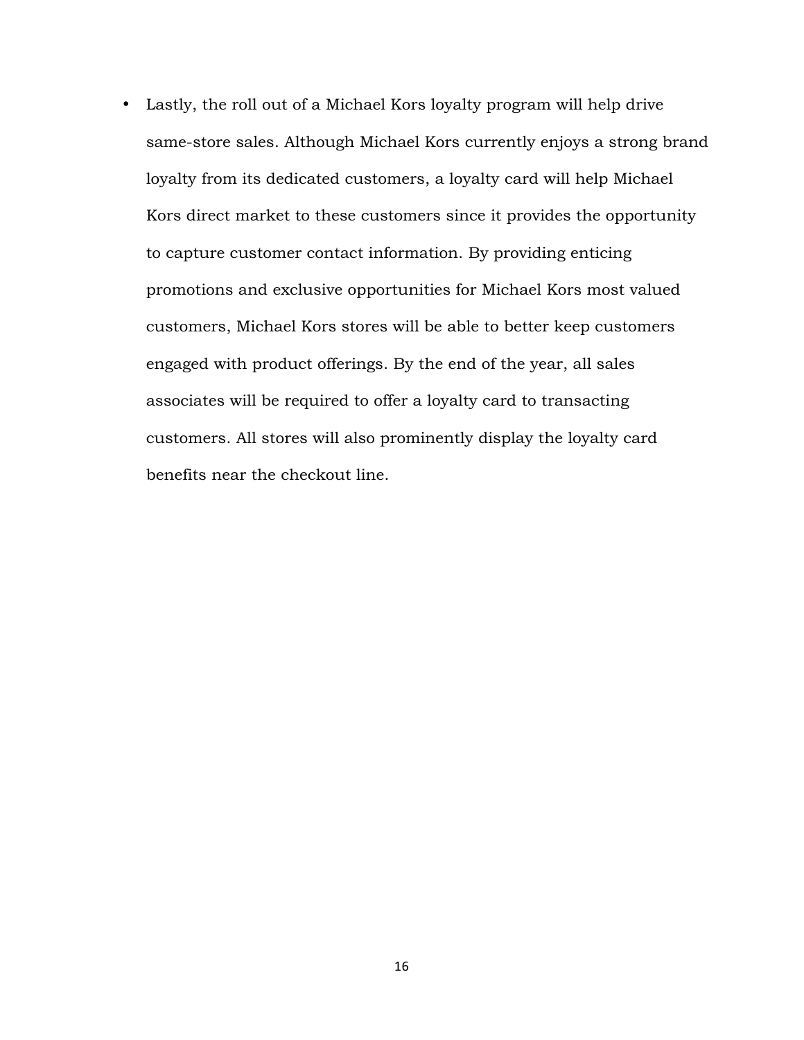- Lastly, the roll out of a Michael Kors loyalty program will help drive same-store sales. Although Michael Kors currently enjoys a strong brand loyalty from its dedicated customers, a loyalty card will help Michael Kors direct market to these customers since it provides the opportunity to capture customer contact information. By providing enticing promotions and exclusive opportunities for Michael Kors most valued customers, Michael Kors stores will be able to better keep customers engaged with product offerings. By the end of the year, all sales associates will be required to offer a loyalty card to transacting customers. All stores will also prominently display the loyalty card benefits near the checkout line.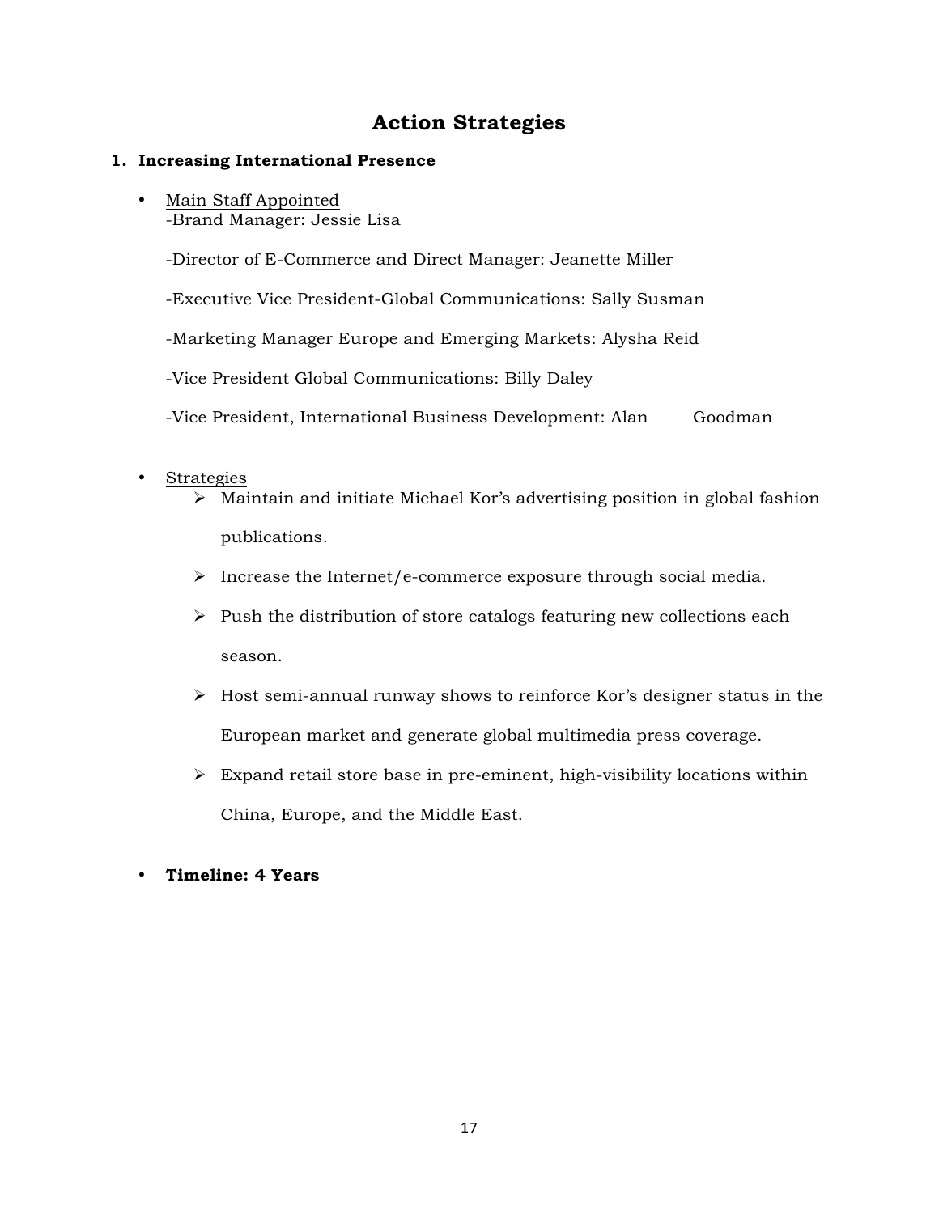# Action Strategies

## 1. Increasing International Presence

- Main Staff Appointed
  - -Brand Manager: Jessie Lisa
  - -Director of E-Commerce and Direct Manager: Jeanette Miller
  - -Executive Vice President-Global Communications: Sally Susman
  - -Marketing Manager Europe and Emerging Markets: Alysha Reid
  - -Vice President Global Communications: Billy Daley
  - -Vice President, International Business Development: Alan Goodman

- Strategies
  - Maintain and initiate Michael Kor's advertising position in global fashion publications.
  - Increase the Internet/e-commerce exposure through social media.
  - Push the distribution of store catalogs featuring new collections each season.
  - Host semi-annual runway shows to reinforce Kor's designer status in the European market and generate global multimedia press coverage.
  - Expand retail store base in pre-eminent, high-visibility locations within China, Europe, and the Middle East.

- **Timeline: 4 Years**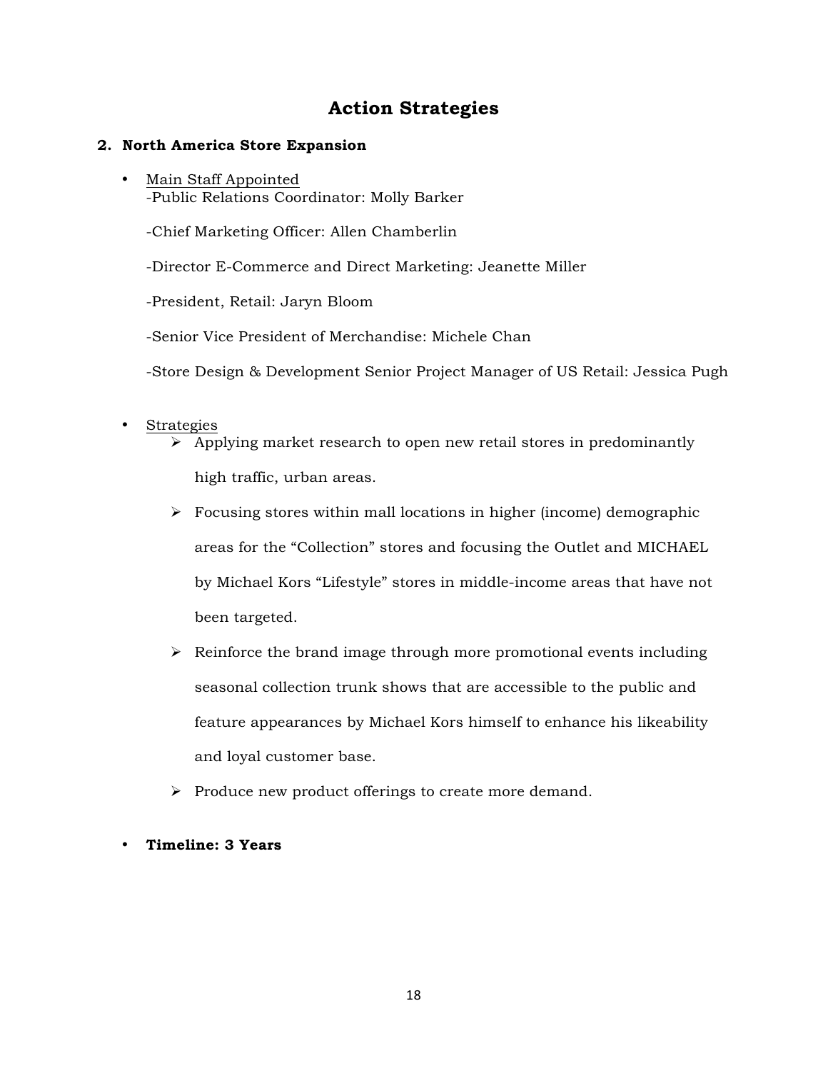# Action Strategies

## 2. North America Store Expansion

- Main Staff Appointed
  -Public Relations Coordinator: Molly Barker

  -Chief Marketing Officer: Allen Chamberlin

  -Director E-Commerce and Direct Marketing: Jeanette Miller

  -President, Retail: Jaryn Bloom

  -Senior Vice President of Merchandise: Michele Chan

  -Store Design & Development Senior Project Manager of US Retail: Jessica Pugh

- Strategies
  - Applying market research to open new retail stores in predominantly high traffic, urban areas.
  - Focusing stores within mall locations in higher (income) demographic areas for the "Collection" stores and focusing the Outlet and MICHAEL by Michael Kors "Lifestyle" stores in middle-income areas that have not been targeted.
  - Reinforce the brand image through more promotional events including seasonal collection trunk shows that are accessible to the public and feature appearances by Michael Kors himself to enhance his likeability and loyal customer base.
  - Produce new product offerings to create more demand.

- **Timeline: 3 Years**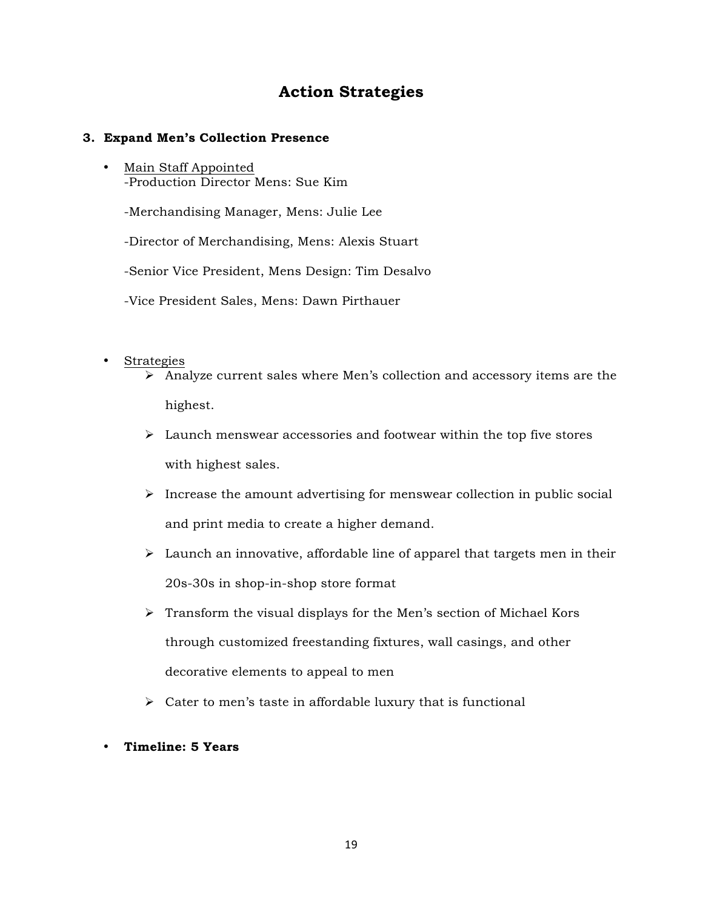# Action Strategies

### 3. Expand Men's Collection Presence

- Main Staff Appointed
  - -Production Director Mens: Sue Kim
  - -Merchandising Manager, Mens: Julie Lee
  - -Director of Merchandising, Mens: Alexis Stuart
  - -Senior Vice President, Mens Design: Tim Desalvo
  - -Vice President Sales, Mens: Dawn Pirthauer

- Strategies
  - Analyze current sales where Men's collection and accessory items are the highest.
  - Launch menswear accessories and footwear within the top five stores with highest sales.
  - Increase the amount advertising for menswear collection in public social and print media to create a higher demand.
  - Launch an innovative, affordable line of apparel that targets men in their 20s-30s in shop-in-shop store format
  - Transform the visual displays for the Men's section of Michael Kors through customized freestanding fixtures, wall casings, and other decorative elements to appeal to men
  - Cater to men's taste in affordable luxury that is functional

- **Timeline: 5 Years**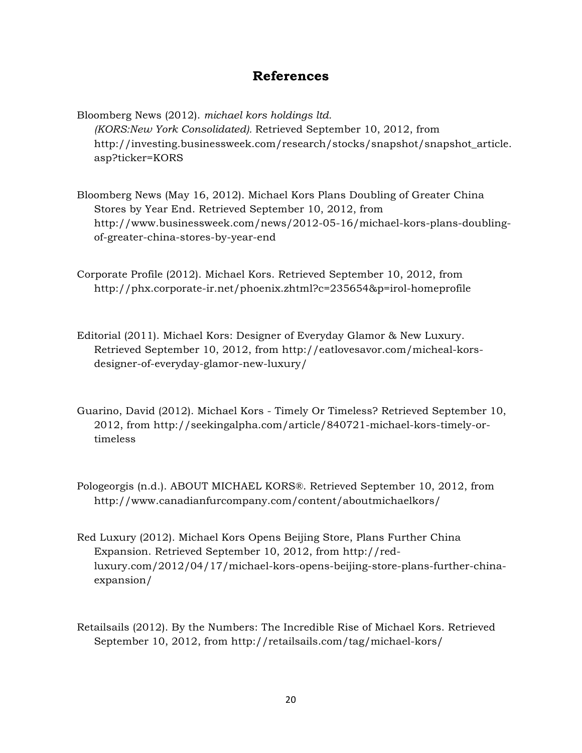# References

Bloomberg News (2012). *michael kors holdings ltd. (KORS:New York Consolidated).* Retrieved September 10, 2012, from http://investing.businessweek.com/research/stocks/snapshot/snapshot_article.asp?ticker=KORS

Bloomberg News (May 16, 2012). Michael Kors Plans Doubling of Greater China Stores by Year End. Retrieved September 10, 2012, from http://www.businessweek.com/news/2012-05-16/michael-kors-plans-doubling-of-greater-china-stores-by-year-end

Corporate Profile (2012). Michael Kors. Retrieved September 10, 2012, from http://phx.corporate-ir.net/phoenix.zhtml?c=235654&p=irol-homeprofile

Editorial (2011). Michael Kors: Designer of Everyday Glamor & New Luxury. Retrieved September 10, 2012, from http://eatlovesavor.com/micheal-kors-designer-of-everyday-glamor-new-luxury/

Guarino, David (2012). Michael Kors - Timely Or Timeless? Retrieved September 10, 2012, from http://seekingalpha.com/article/840721-michael-kors-timely-or-timeless

Pologeorgis (n.d.). ABOUT MICHAEL KORS®. Retrieved September 10, 2012, from http://www.canadianfurcompany.com/content/aboutmichaelkors/

Red Luxury (2012). Michael Kors Opens Beijing Store, Plans Further China Expansion. Retrieved September 10, 2012, from http://red-luxury.com/2012/04/17/michael-kors-opens-beijing-store-plans-further-china-expansion/

Retailsails (2012). By the Numbers: The Incredible Rise of Michael Kors. Retrieved September 10, 2012, from http://retailsails.com/tag/michael-kors/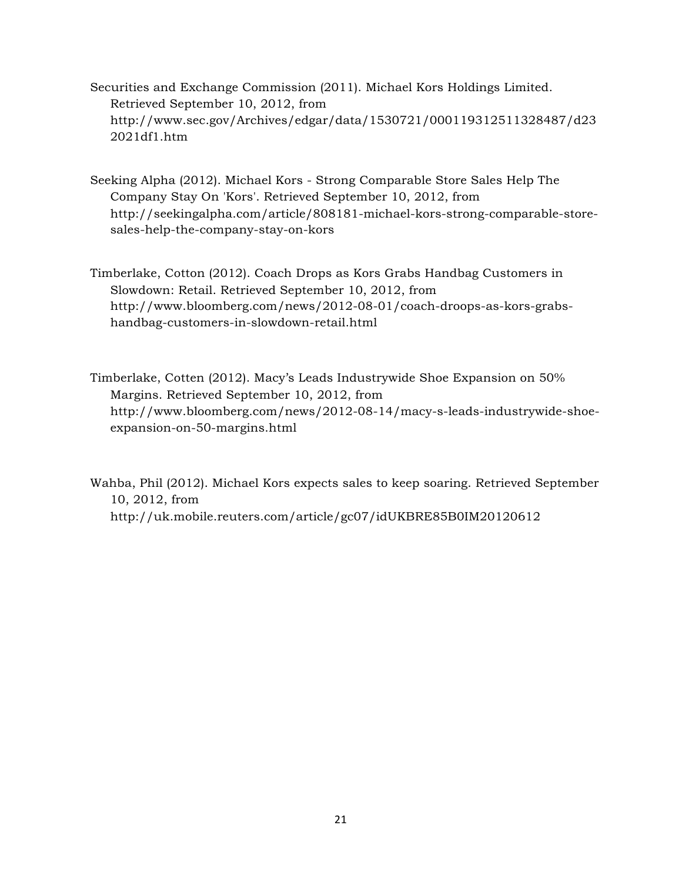Securities and Exchange Commission (2011). Michael Kors Holdings Limited. Retrieved September 10, 2012, from http://www.sec.gov/Archives/edgar/data/1530721/000119312511328487/d232021df1.htm

Seeking Alpha (2012). Michael Kors - Strong Comparable Store Sales Help The Company Stay On 'Kors'. Retrieved September 10, 2012, from http://seekingalpha.com/article/808181-michael-kors-strong-comparable-store-sales-help-the-company-stay-on-kors

Timberlake, Cotton (2012). Coach Drops as Kors Grabs Handbag Customers in Slowdown: Retail. Retrieved September 10, 2012, from http://www.bloomberg.com/news/2012-08-01/coach-droops-as-kors-grabs-handbag-customers-in-slowdown-retail.html

Timberlake, Cotten (2012). Macy's Leads Industrywide Shoe Expansion on 50% Margins. Retrieved September 10, 2012, from http://www.bloomberg.com/news/2012-08-14/macy-s-leads-industrywide-shoe-expansion-on-50-margins.html

Wahba, Phil (2012). Michael Kors expects sales to keep soaring. Retrieved September 10, 2012, from http://uk.mobile.reuters.com/article/gc07/idUKBRE85B0IM20120612